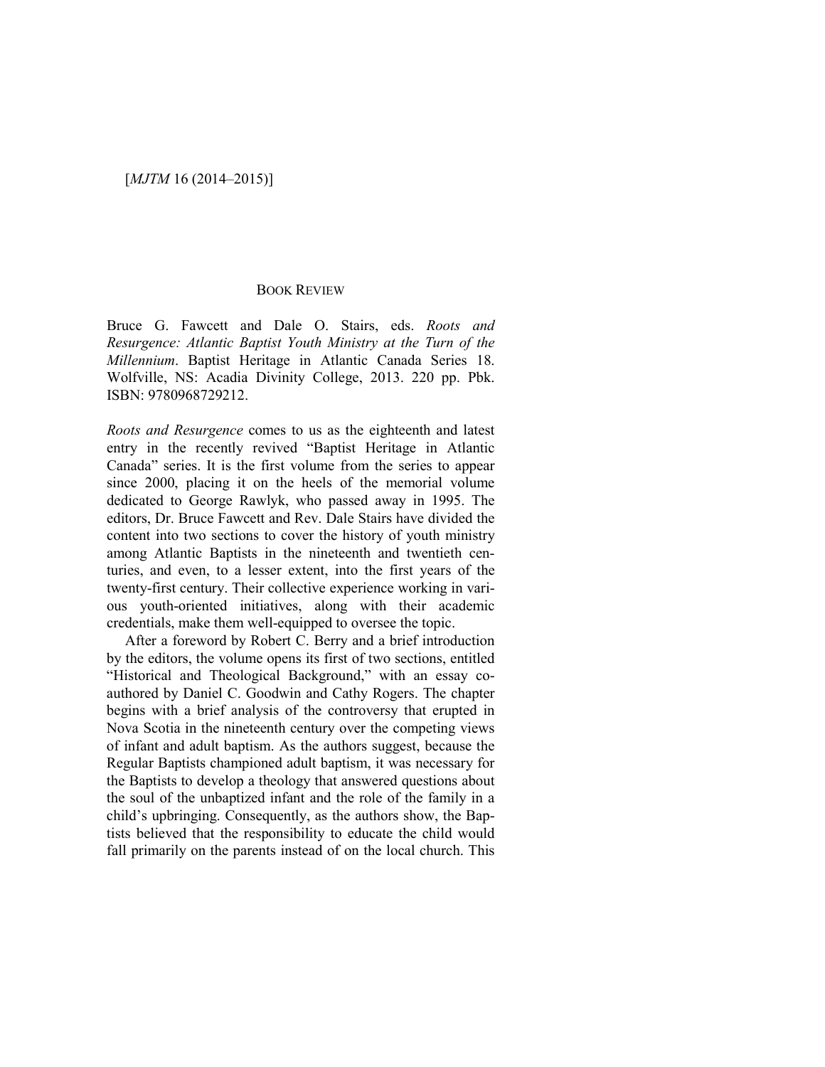## BOOK REVIEW

Bruce G. Fawcett and Dale O. Stairs, eds. *Roots and Resurgence: Atlantic Baptist Youth Ministry at the Turn of the Millennium*. Baptist Heritage in Atlantic Canada Series 18. Wolfville, NS: Acadia Divinity College, 2013. 220 pp. Pbk. ISBN: 9780968729212.

*Roots and Resurgence* comes to us as the eighteenth and latest entry in the recently revived "Baptist Heritage in Atlantic Canada" series. It is the first volume from the series to appear since 2000, placing it on the heels of the memorial volume dedicated to George Rawlyk, who passed away in 1995. The editors, Dr. Bruce Fawcett and Rev. Dale Stairs have divided the content into two sections to cover the history of youth ministry among Atlantic Baptists in the nineteenth and twentieth centuries, and even, to a lesser extent, into the first years of the twenty-first century. Their collective experience working in various youth-oriented initiatives, along with their academic credentials, make them well-equipped to oversee the topic.

After a foreword by Robert C. Berry and a brief introduction by the editors, the volume opens its first of two sections, entitled "Historical and Theological Background," with an essay co-authored by Daniel C. Goodwin and Cathy Rogers. The chapter begins with a brief analysis of the controversy that erupted in Nova Scotia in the nineteenth century over the competing views of infant and adult baptism. As the authors suggest, because the Regular Baptists championed adult baptism, it was necessary for the Baptists to develop a theology that answered questions about the soul of the unbaptized infant and the role of the family in a child's upbringing. Consequently, as the authors show, the Baptists believed that the responsibility to educate the child would fall primarily on the parents instead of on the local church. This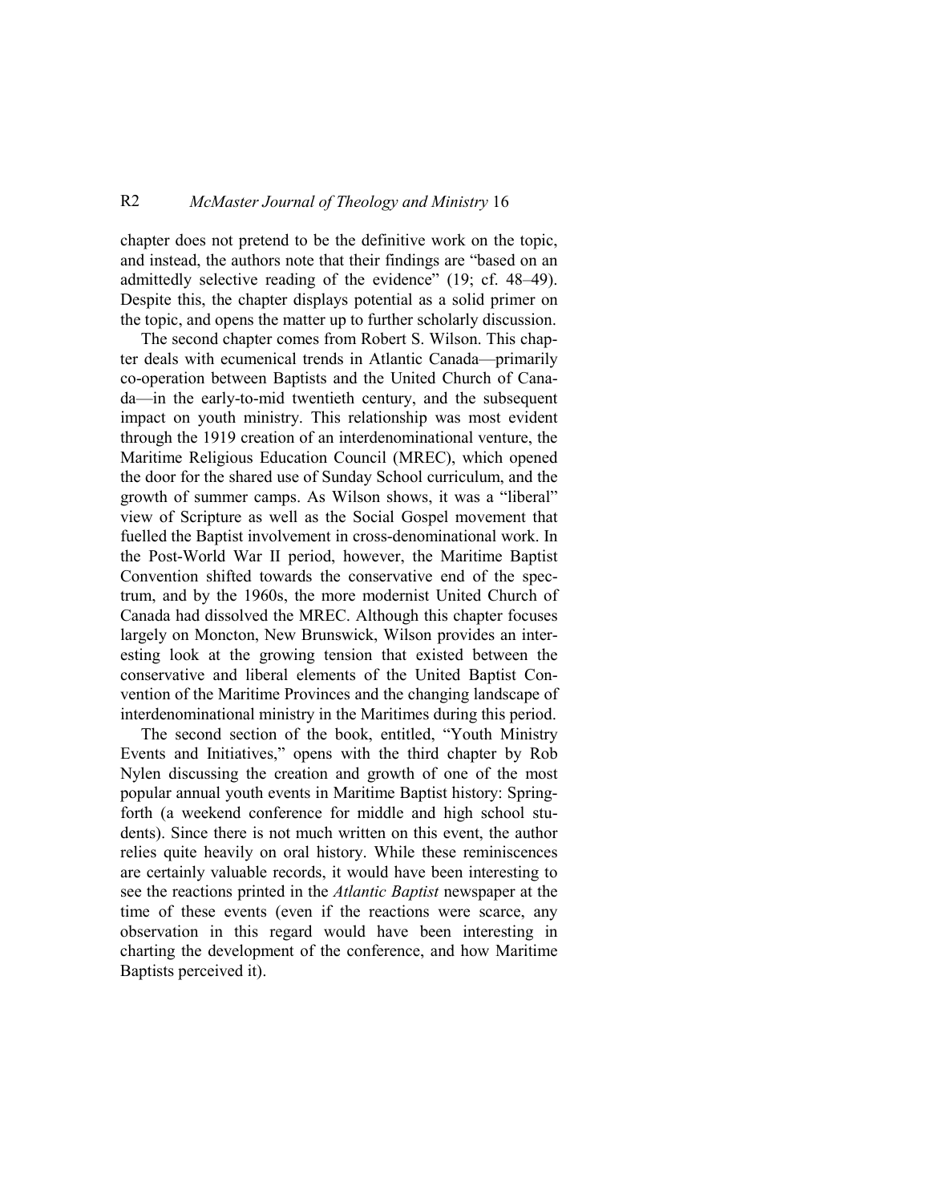chapter does not pretend to be the definitive work on the topic, and instead, the authors note that their findings are "based on an admittedly selective reading of the evidence" (19; cf. 48–49). Despite this, the chapter displays potential as a solid primer on the topic, and opens the matter up to further scholarly discussion.

The second chapter comes from Robert S. Wilson. This chapter deals with ecumenical trends in Atlantic Canada—primarily co-operation between Baptists and the United Church of Canada—in the early-to-mid twentieth century, and the subsequent impact on youth ministry. This relationship was most evident through the 1919 creation of an interdenominational venture, the Maritime Religious Education Council (MREC), which opened the door for the shared use of Sunday School curriculum, and the growth of summer camps. As Wilson shows, it was a "liberal" view of Scripture as well as the Social Gospel movement that fuelled the Baptist involvement in cross-denominational work. In the Post-World War II period, however, the Maritime Baptist Convention shifted towards the conservative end of the spectrum, and by the 1960s, the more modernist United Church of Canada had dissolved the MREC. Although this chapter focuses largely on Moncton, New Brunswick, Wilson provides an interesting look at the growing tension that existed between the conservative and liberal elements of the United Baptist Convention of the Maritime Provinces and the changing landscape of interdenominational ministry in the Maritimes during this period.

The second section of the book, entitled, "Youth Ministry Events and Initiatives," opens with the third chapter by Rob Nylen discussing the creation and growth of one of the most popular annual youth events in Maritime Baptist history: Springforth (a weekend conference for middle and high school students). Since there is not much written on this event, the author relies quite heavily on oral history. While these reminiscences are certainly valuable records, it would have been interesting to see the reactions printed in the *Atlantic Baptist* newspaper at the time of these events (even if the reactions were scarce, any observation in this regard would have been interesting in charting the development of the conference, and how Maritime Baptists perceived it).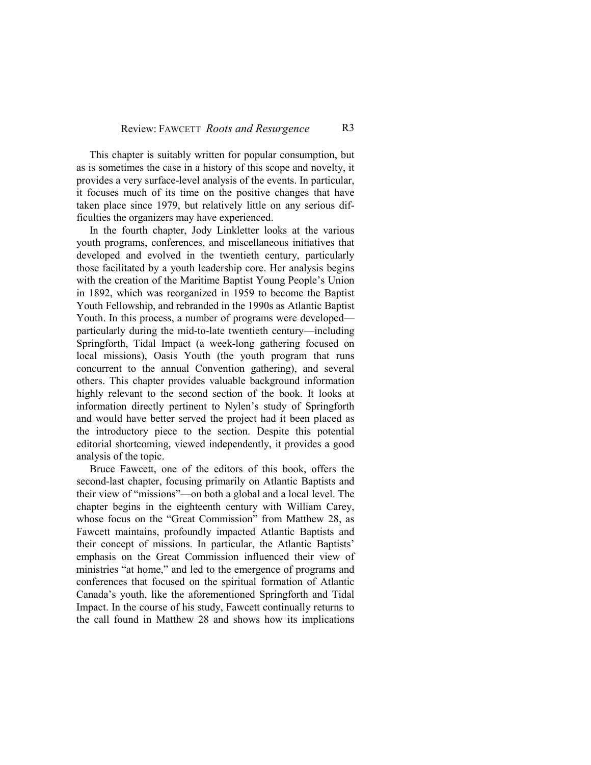This chapter is suitably written for popular consumption, but as is sometimes the case in a history of this scope and novelty, it provides a very surface-level analysis of the events. In particular, it focuses much of its time on the positive changes that have taken place since 1979, but relatively little on any serious difficulties the organizers may have experienced.

In the fourth chapter, Jody Linkletter looks at the various youth programs, conferences, and miscellaneous initiatives that developed and evolved in the twentieth century, particularly those facilitated by a youth leadership core. Her analysis begins with the creation of the Maritime Baptist Young People's Union in 1892, which was reorganized in 1959 to become the Baptist Youth Fellowship, and rebranded in the 1990s as Atlantic Baptist Youth. In this process, a number of programs were developed—particularly during the mid-to-late twentieth century—including Springforth, Tidal Impact (a week-long gathering focused on local missions), Oasis Youth (the youth program that runs concurrent to the annual Convention gathering), and several others. This chapter provides valuable background information highly relevant to the second section of the book. It looks at information directly pertinent to Nylen's study of Springforth and would have better served the project had it been placed as the introductory piece to the section. Despite this potential editorial shortcoming, viewed independently, it provides a good analysis of the topic.

Bruce Fawcett, one of the editors of this book, offers the second-last chapter, focusing primarily on Atlantic Baptists and their view of "missions"—on both a global and a local level. The chapter begins in the eighteenth century with William Carey, whose focus on the "Great Commission" from Matthew 28, as Fawcett maintains, profoundly impacted Atlantic Baptists and their concept of missions. In particular, the Atlantic Baptists' emphasis on the Great Commission influenced their view of ministries "at home," and led to the emergence of programs and conferences that focused on the spiritual formation of Atlantic Canada's youth, like the aforementioned Springforth and Tidal Impact. In the course of his study, Fawcett continually returns to the call found in Matthew 28 and shows how its implications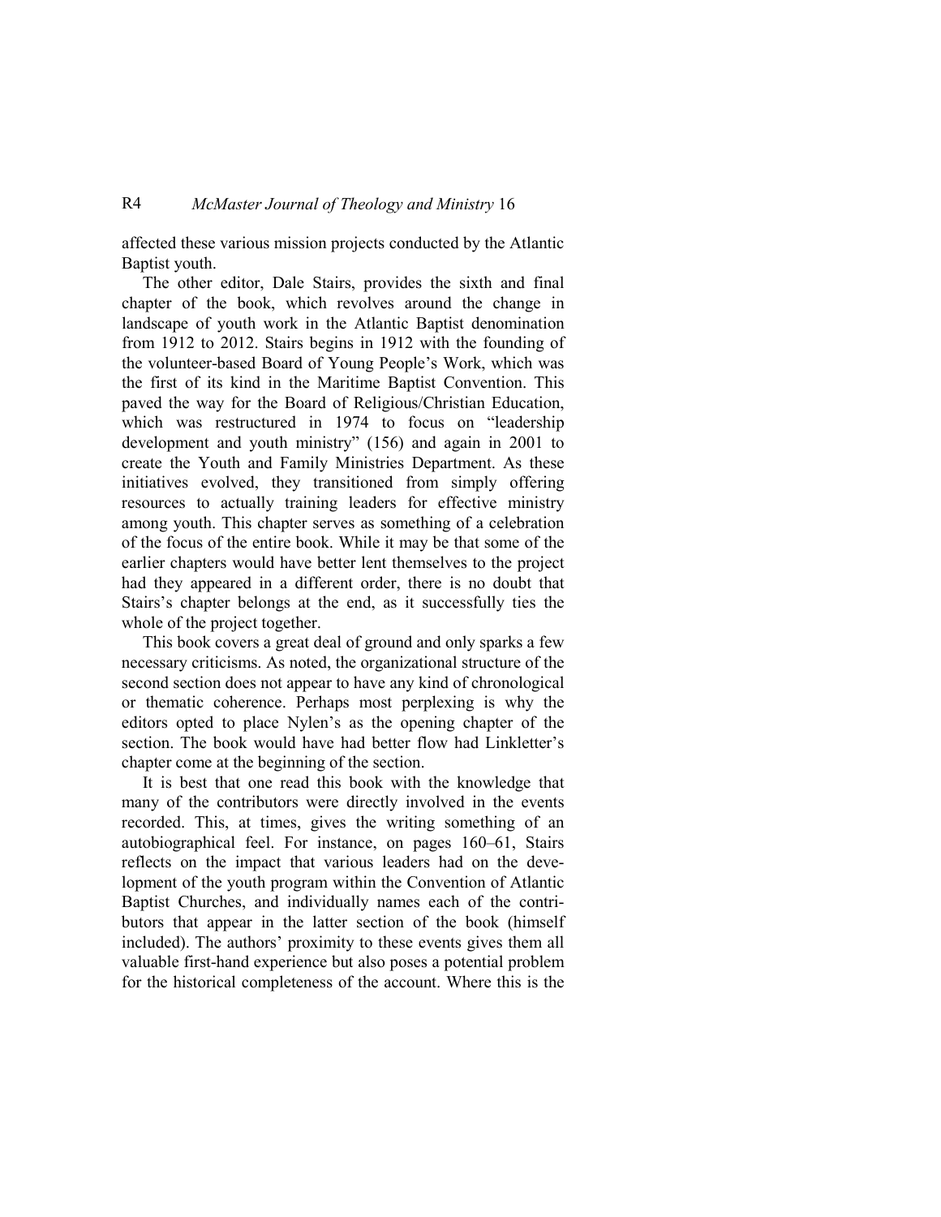affected these various mission projects conducted by the Atlantic Baptist youth.

The other editor, Dale Stairs, provides the sixth and final chapter of the book, which revolves around the change in landscape of youth work in the Atlantic Baptist denomination from 1912 to 2012. Stairs begins in 1912 with the founding of the volunteer-based Board of Young People's Work, which was the first of its kind in the Maritime Baptist Convention. This paved the way for the Board of Religious/Christian Education, which was restructured in 1974 to focus on "leadership development and youth ministry" (156) and again in 2001 to create the Youth and Family Ministries Department. As these initiatives evolved, they transitioned from simply offering resources to actually training leaders for effective ministry among youth. This chapter serves as something of a celebration of the focus of the entire book. While it may be that some of the earlier chapters would have better lent themselves to the project had they appeared in a different order, there is no doubt that Stairs's chapter belongs at the end, as it successfully ties the whole of the project together.

This book covers a great deal of ground and only sparks a few necessary criticisms. As noted, the organizational structure of the second section does not appear to have any kind of chronological or thematic coherence. Perhaps most perplexing is why the editors opted to place Nylen's as the opening chapter of the section. The book would have had better flow had Linkletter's chapter come at the beginning of the section.

It is best that one read this book with the knowledge that many of the contributors were directly involved in the events recorded. This, at times, gives the writing something of an autobiographical feel. For instance, on pages 160–61, Stairs reflects on the impact that various leaders had on the development of the youth program within the Convention of Atlantic Baptist Churches, and individually names each of the contributors that appear in the latter section of the book (himself included). The authors' proximity to these events gives them all valuable first-hand experience but also poses a potential problem for the historical completeness of the account. Where this is the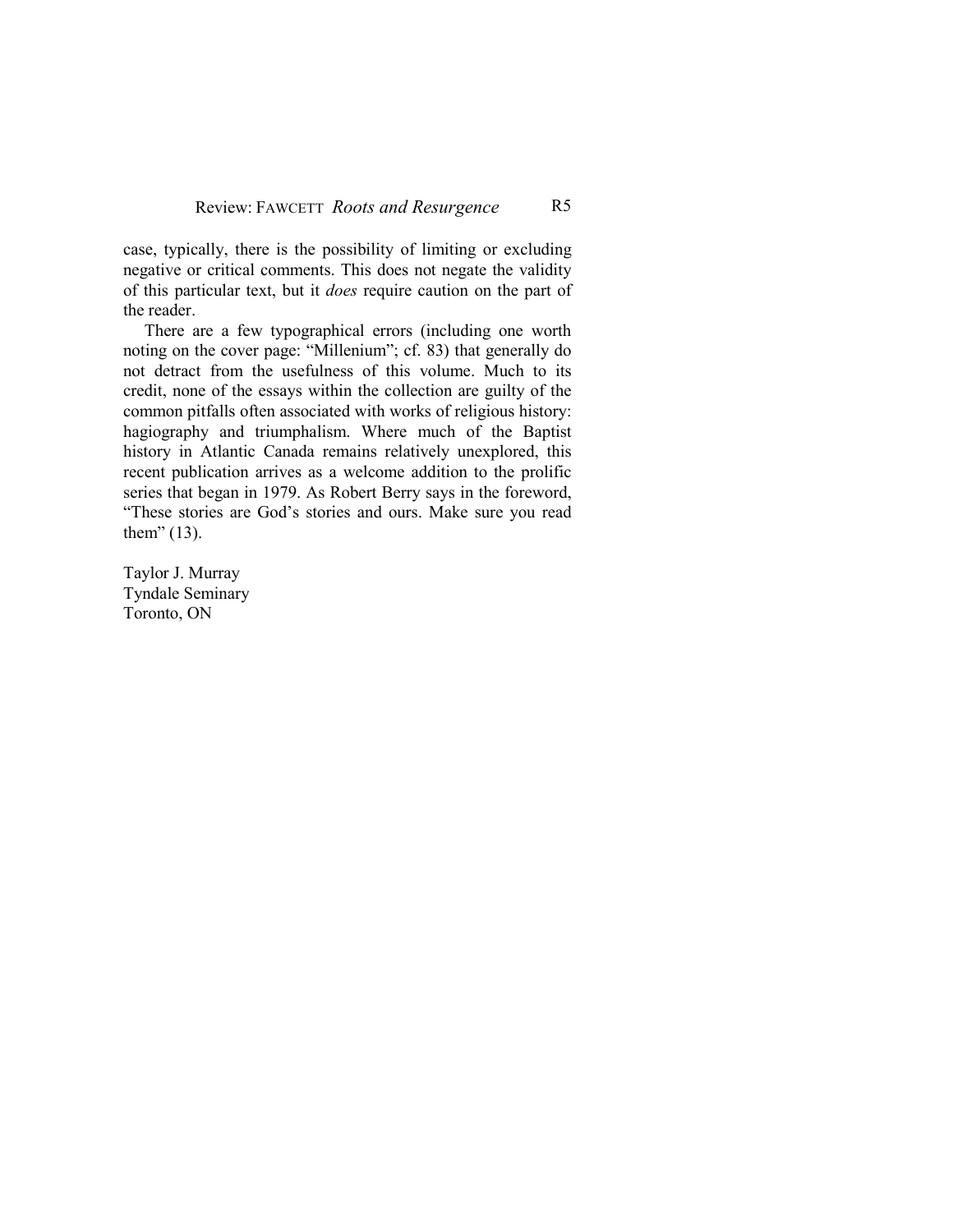case, typically, there is the possibility of limiting or excluding negative or critical comments. This does not negate the validity of this particular text, but it *does* require caution on the part of the reader.

There are a few typographical errors (including one worth noting on the cover page: "Millenium"; cf. 83) that generally do not detract from the usefulness of this volume. Much to its credit, none of the essays within the collection are guilty of the common pitfalls often associated with works of religious history: hagiography and triumphalism. Where much of the Baptist history in Atlantic Canada remains relatively unexplored, this recent publication arrives as a welcome addition to the prolific series that began in 1979. As Robert Berry says in the foreword, "These stories are God's stories and ours. Make sure you read them" (13).

Taylor J. Murray
Tyndale Seminary
Toronto, ON